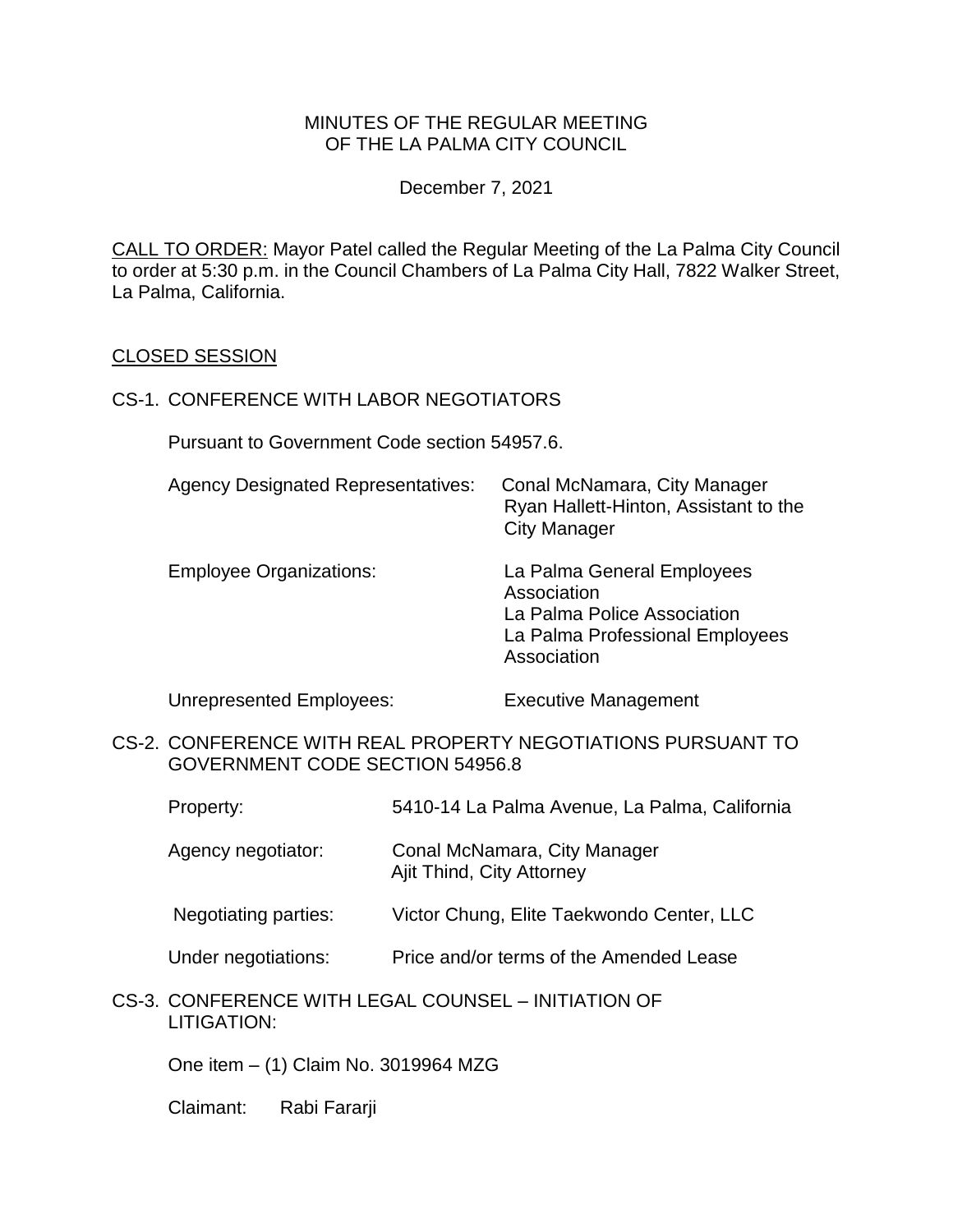MINUTES OF THE REGULAR MEETING
OF THE LA PALMA CITY COUNCIL

December 7, 2021

CALL TO ORDER: Mayor Patel called the Regular Meeting of the La Palma City Council to order at 5:30 p.m. in the Council Chambers of La Palma City Hall, 7822 Walker Street, La Palma, California.

## CLOSED SESSION

CS-1. CONFERENCE WITH LABOR NEGOTIATORS

Pursuant to Government Code section 54957.6.

| | |
|---|---|
| Agency Designated Representatives: | Conal McNamara, City Manager<br>Ryan Hallett-Hinton, Assistant to the City Manager |
| Employee Organizations: | La Palma General Employees Association<br>La Palma Police Association<br>La Palma Professional Employees Association |
| Unrepresented Employees: | Executive Management |

CS-2. CONFERENCE WITH REAL PROPERTY NEGOTIATIONS PURSUANT TO GOVERNMENT CODE SECTION 54956.8

| | |
|---|---|
| Property: | 5410-14 La Palma Avenue, La Palma, California |
| Agency negotiator: | Conal McNamara, City Manager<br>Ajit Thind, City Attorney |
| Negotiating parties: | Victor Chung, Elite Taekwondo Center, LLC |
| Under negotiations: | Price and/or terms of the Amended Lease |

CS-3. CONFERENCE WITH LEGAL COUNSEL – INITIATION OF LITIGATION:

One item – (1) Claim No. 3019964 MZG

Claimant: Rabi Fararji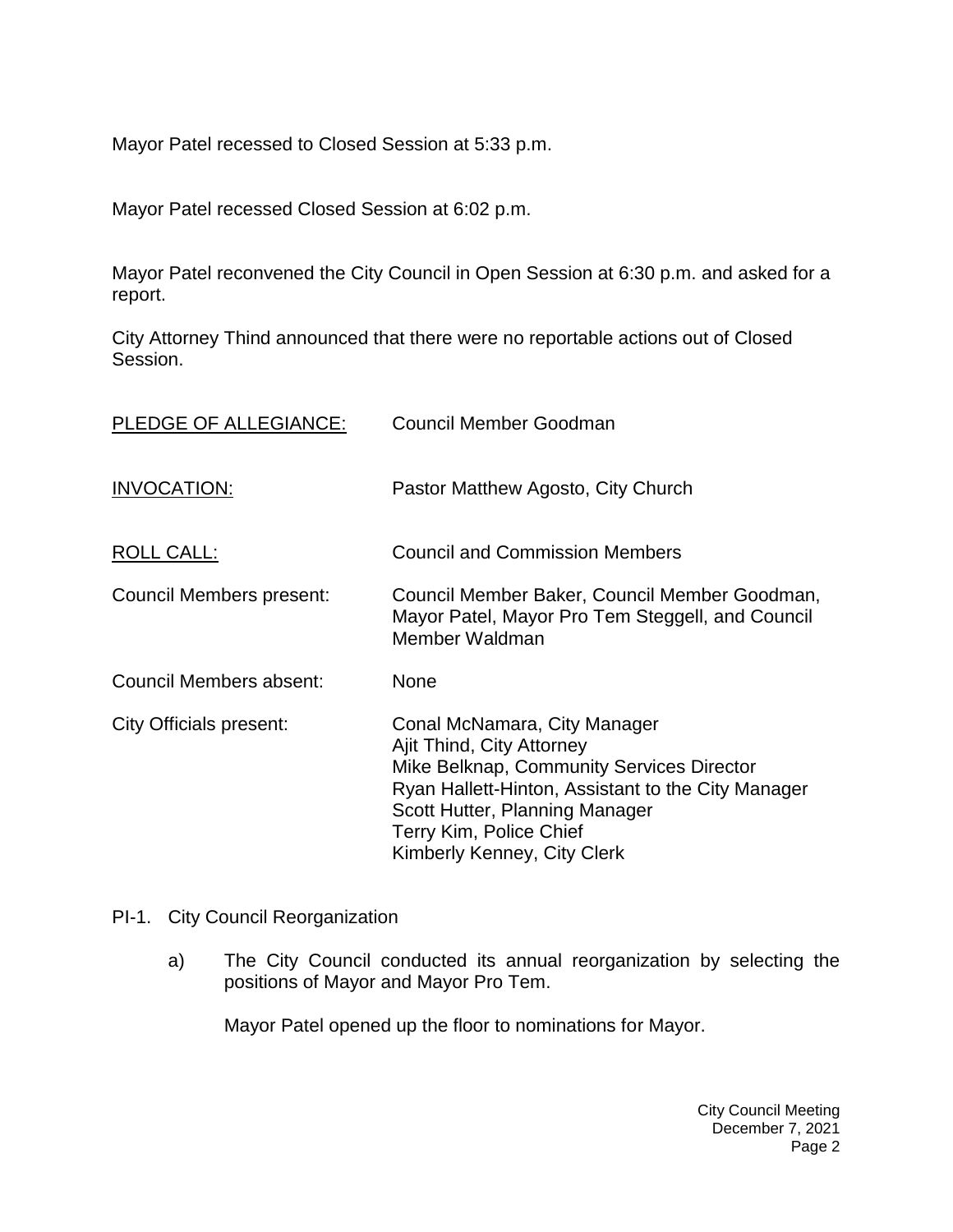Mayor Patel recessed to Closed Session at 5:33 p.m.

Mayor Patel recessed Closed Session at 6:02 p.m.

Mayor Patel reconvened the City Council in Open Session at 6:30 p.m. and asked for a report.

City Attorney Thind announced that there were no reportable actions out of Closed Session.

PLEDGE OF ALLEGIANCE: Council Member Goodman

INVOCATION: Pastor Matthew Agosto, City Church

ROLL CALL: Council and Commission Members

Council Members present: Council Member Baker, Council Member Goodman, Mayor Patel, Mayor Pro Tem Steggell, and Council Member Waldman

Council Members absent: None

City Officials present:
Conal McNamara, City Manager
Ajit Thind, City Attorney
Mike Belknap, Community Services Director
Ryan Hallett-Hinton, Assistant to the City Manager
Scott Hutter, Planning Manager
Terry Kim, Police Chief
Kimberly Kenney, City Clerk

PI-1. City Council Reorganization

a) The City Council conducted its annual reorganization by selecting the positions of Mayor and Mayor Pro Tem.

Mayor Patel opened up the floor to nominations for Mayor.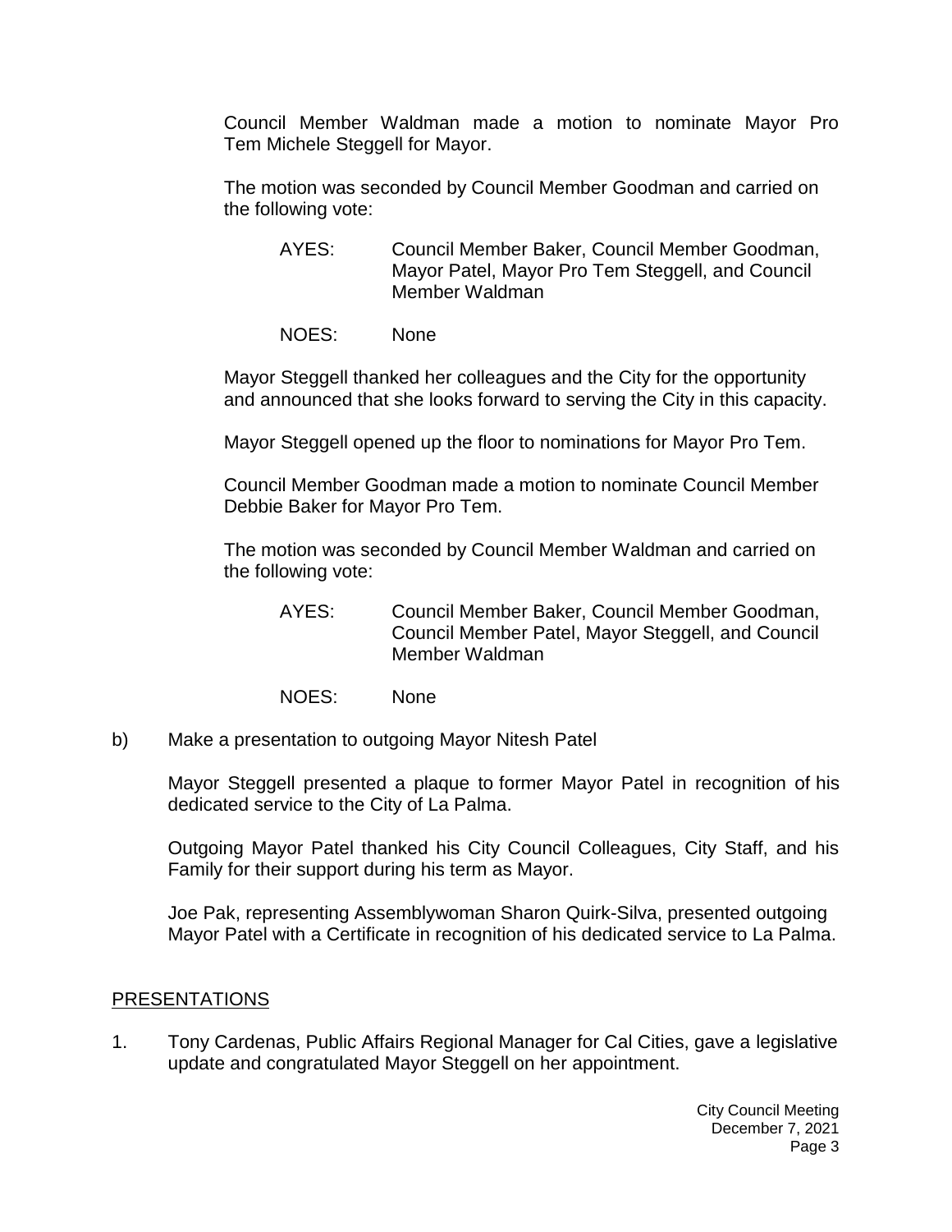Council Member Waldman made a motion to nominate Mayor Pro Tem Michele Steggell for Mayor.

The motion was seconded by Council Member Goodman and carried on the following vote:

AYES: Council Member Baker, Council Member Goodman, Mayor Patel, Mayor Pro Tem Steggell, and Council Member Waldman

NOES: None

Mayor Steggell thanked her colleagues and the City for the opportunity and announced that she looks forward to serving the City in this capacity.

Mayor Steggell opened up the floor to nominations for Mayor Pro Tem.

Council Member Goodman made a motion to nominate Council Member Debbie Baker for Mayor Pro Tem.

The motion was seconded by Council Member Waldman and carried on the following vote:

AYES: Council Member Baker, Council Member Goodman, Council Member Patel, Mayor Steggell, and Council Member Waldman

NOES: None

b) Make a presentation to outgoing Mayor Nitesh Patel

Mayor Steggell presented a plaque to former Mayor Patel in recognition of his dedicated service to the City of La Palma.

Outgoing Mayor Patel thanked his City Council Colleagues, City Staff, and his Family for their support during his term as Mayor.

Joe Pak, representing Assemblywoman Sharon Quirk-Silva, presented outgoing Mayor Patel with a Certificate in recognition of his dedicated service to La Palma.

## PRESENTATIONS

1. Tony Cardenas, Public Affairs Regional Manager for Cal Cities, gave a legislative update and congratulated Mayor Steggell on her appointment.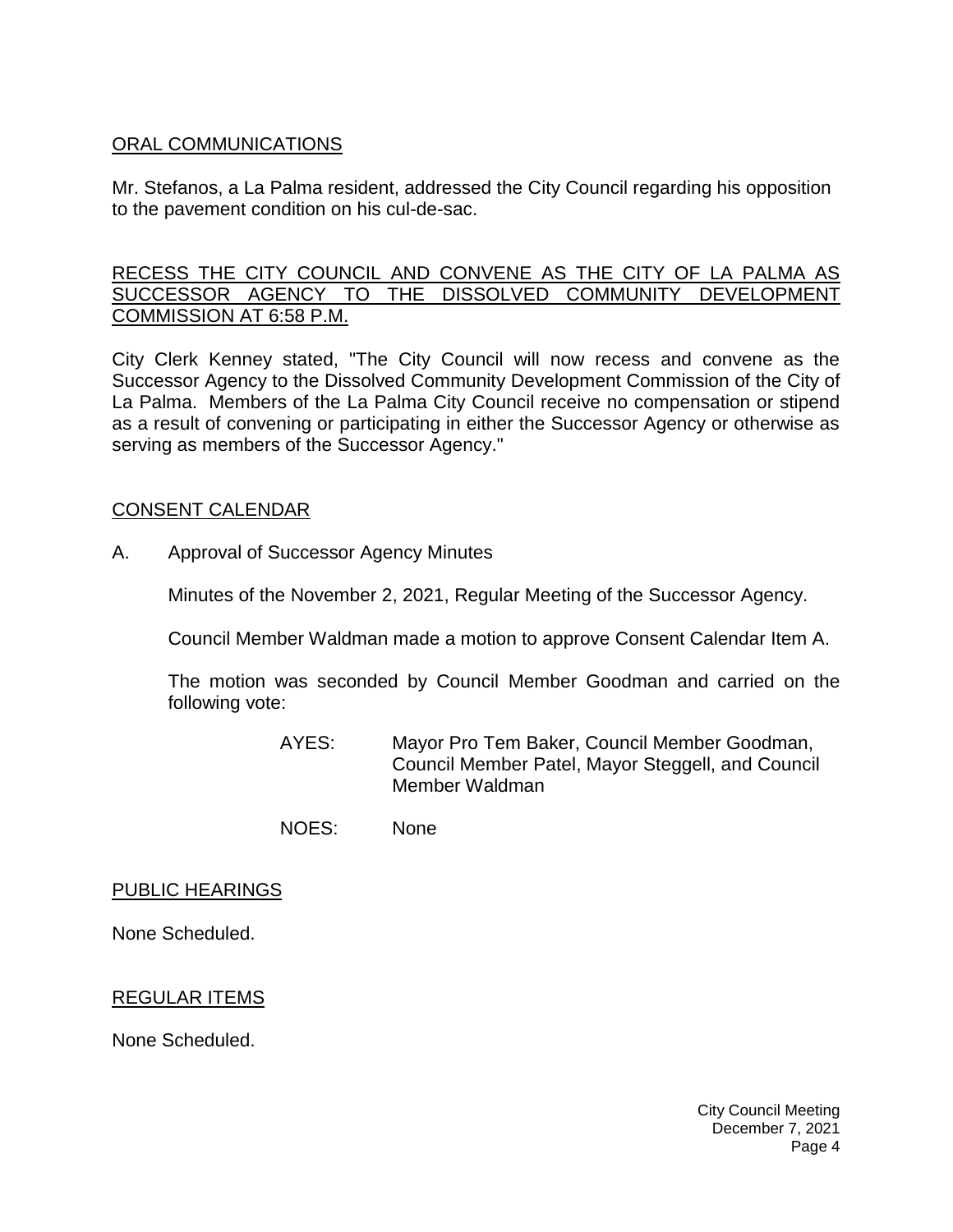## ORAL COMMUNICATIONS

Mr. Stefanos, a La Palma resident, addressed the City Council regarding his opposition to the pavement condition on his cul-de-sac.

## RECESS THE CITY COUNCIL AND CONVENE AS THE CITY OF LA PALMA AS SUCCESSOR AGENCY TO THE DISSOLVED COMMUNITY DEVELOPMENT COMMISSION AT 6:58 P.M.

City Clerk Kenney stated, "The City Council will now recess and convene as the Successor Agency to the Dissolved Community Development Commission of the City of La Palma. Members of the La Palma City Council receive no compensation or stipend as a result of convening or participating in either the Successor Agency or otherwise as serving as members of the Successor Agency."

## CONSENT CALENDAR

A. Approval of Successor Agency Minutes

Minutes of the November 2, 2021, Regular Meeting of the Successor Agency.

Council Member Waldman made a motion to approve Consent Calendar Item A.

The motion was seconded by Council Member Goodman and carried on the following vote:

AYES: Mayor Pro Tem Baker, Council Member Goodman, Council Member Patel, Mayor Steggell, and Council Member Waldman

NOES: None

## PUBLIC HEARINGS

None Scheduled.

## REGULAR ITEMS

None Scheduled.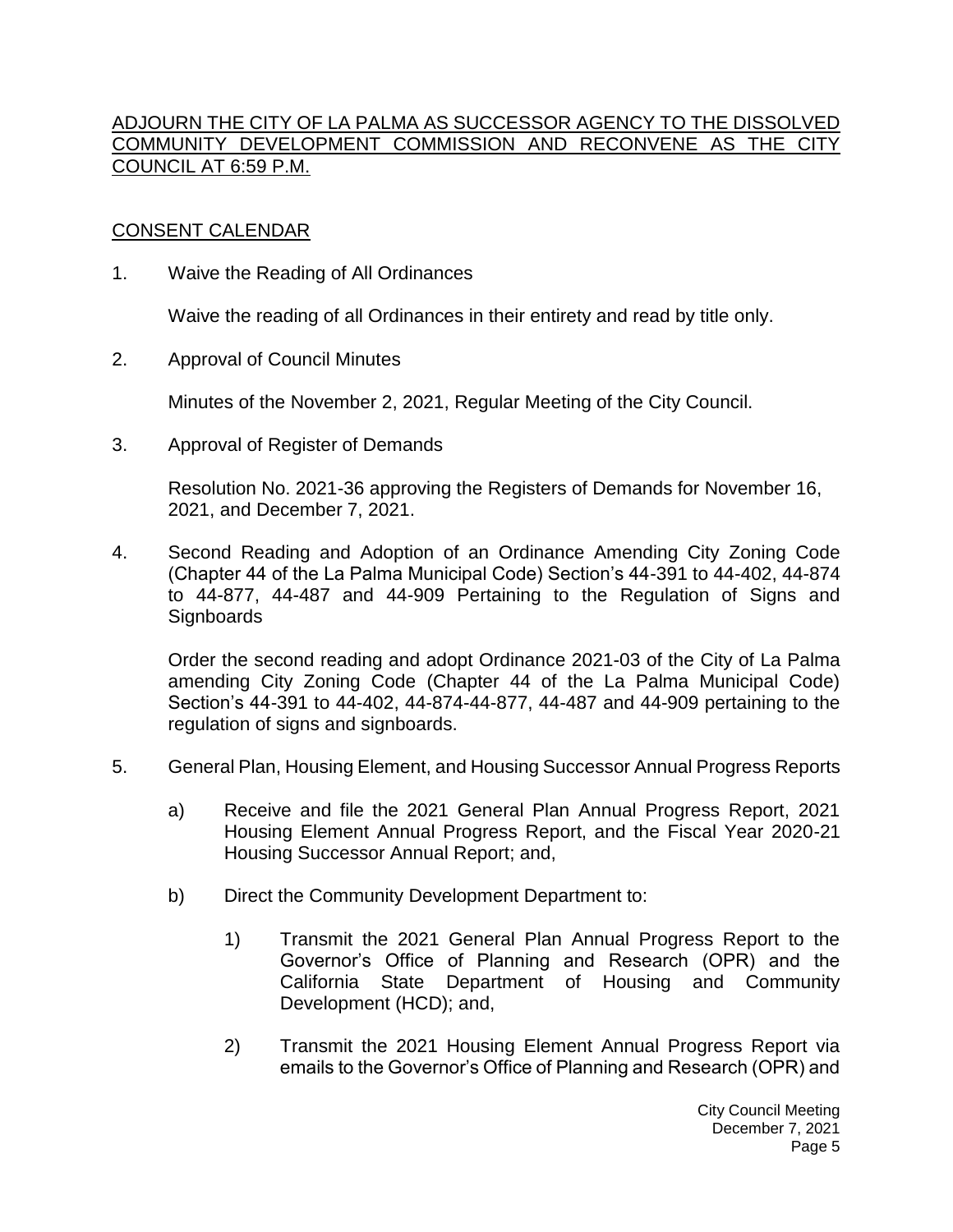ADJOURN THE CITY OF LA PALMA AS SUCCESSOR AGENCY TO THE DISSOLVED COMMUNITY DEVELOPMENT COMMISSION AND RECONVENE AS THE CITY COUNCIL AT 6:59 P.M.

CONSENT CALENDAR

1. Waive the Reading of All Ordinances

   Waive the reading of all Ordinances in their entirety and read by title only.

2. Approval of Council Minutes

   Minutes of the November 2, 2021, Regular Meeting of the City Council.

3. Approval of Register of Demands

   Resolution No. 2021-36 approving the Registers of Demands for November 16, 2021, and December 7, 2021.

4. Second Reading and Adoption of an Ordinance Amending City Zoning Code (Chapter 44 of the La Palma Municipal Code) Section's 44-391 to 44-402, 44-874 to 44-877, 44-487 and 44-909 Pertaining to the Regulation of Signs and Signboards

   Order the second reading and adopt Ordinance 2021-03 of the City of La Palma amending City Zoning Code (Chapter 44 of the La Palma Municipal Code) Section's 44-391 to 44-402, 44-874-44-877, 44-487 and 44-909 pertaining to the regulation of signs and signboards.

5. General Plan, Housing Element, and Housing Successor Annual Progress Reports

   a) Receive and file the 2021 General Plan Annual Progress Report, 2021 Housing Element Annual Progress Report, and the Fiscal Year 2020-21 Housing Successor Annual Report; and,

   b) Direct the Community Development Department to:

      1) Transmit the 2021 General Plan Annual Progress Report to the Governor's Office of Planning and Research (OPR) and the California State Department of Housing and Community Development (HCD); and,

      2) Transmit the 2021 Housing Element Annual Progress Report via emails to the Governor's Office of Planning and Research (OPR) and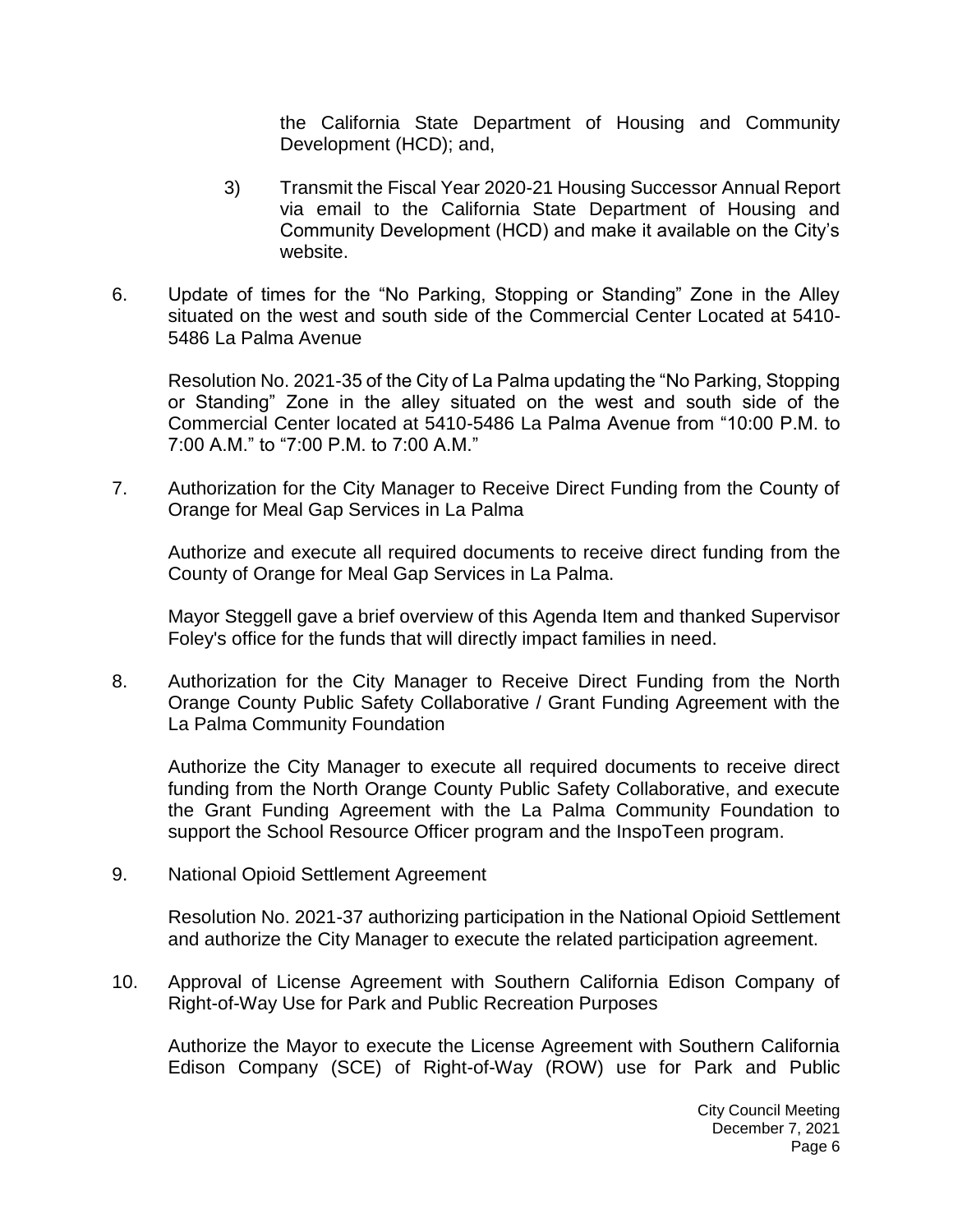the California State Department of Housing and Community Development (HCD); and,

3) Transmit the Fiscal Year 2020-21 Housing Successor Annual Report via email to the California State Department of Housing and Community Development (HCD) and make it available on the City's website.

6. Update of times for the "No Parking, Stopping or Standing" Zone in the Alley situated on the west and south side of the Commercial Center Located at 5410-5486 La Palma Avenue

   Resolution No. 2021-35 of the City of La Palma updating the "No Parking, Stopping or Standing" Zone in the alley situated on the west and south side of the Commercial Center located at 5410-5486 La Palma Avenue from "10:00 P.M. to 7:00 A.M." to "7:00 P.M. to 7:00 A.M."

7. Authorization for the City Manager to Receive Direct Funding from the County of Orange for Meal Gap Services in La Palma

   Authorize and execute all required documents to receive direct funding from the County of Orange for Meal Gap Services in La Palma.

   Mayor Steggell gave a brief overview of this Agenda Item and thanked Supervisor Foley's office for the funds that will directly impact families in need.

8. Authorization for the City Manager to Receive Direct Funding from the North Orange County Public Safety Collaborative / Grant Funding Agreement with the La Palma Community Foundation

   Authorize the City Manager to execute all required documents to receive direct funding from the North Orange County Public Safety Collaborative, and execute the Grant Funding Agreement with the La Palma Community Foundation to support the School Resource Officer program and the InspoTeen program.

9. National Opioid Settlement Agreement

   Resolution No. 2021-37 authorizing participation in the National Opioid Settlement and authorize the City Manager to execute the related participation agreement.

10. Approval of License Agreement with Southern California Edison Company of Right-of-Way Use for Park and Public Recreation Purposes

    Authorize the Mayor to execute the License Agreement with Southern California Edison Company (SCE) of Right-of-Way (ROW) use for Park and Public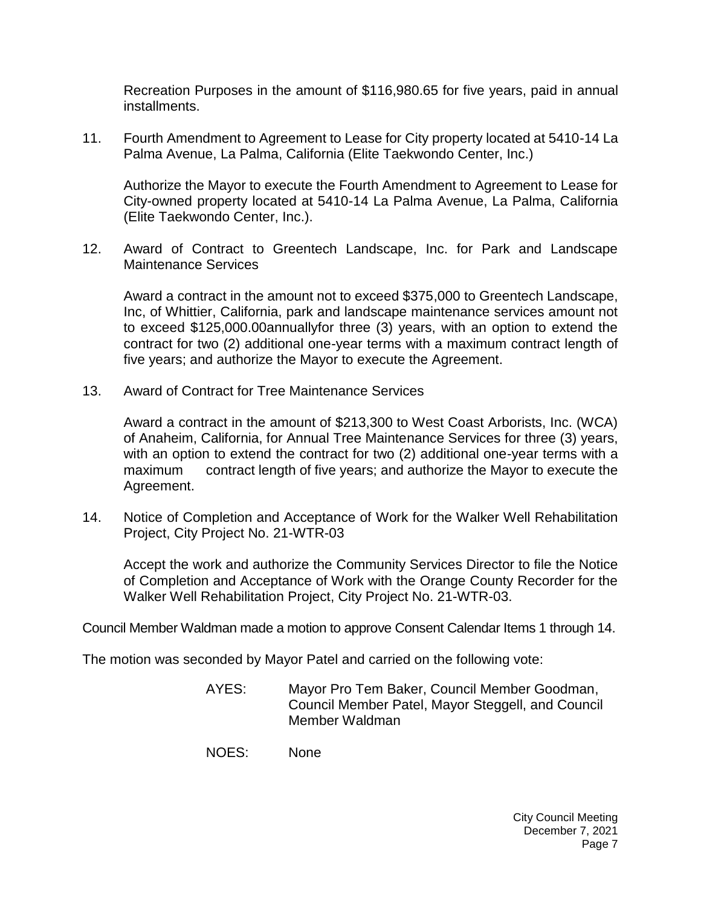Recreation Purposes in the amount of $116,980.65 for five years, paid in annual installments.

11. Fourth Amendment to Agreement to Lease for City property located at 5410-14 La Palma Avenue, La Palma, California (Elite Taekwondo Center, Inc.)

    Authorize the Mayor to execute the Fourth Amendment to Agreement to Lease for City-owned property located at 5410-14 La Palma Avenue, La Palma, California (Elite Taekwondo Center, Inc.).

12. Award of Contract to Greentech Landscape, Inc. for Park and Landscape Maintenance Services

    Award a contract in the amount not to exceed $375,000 to Greentech Landscape, Inc, of Whittier, California, park and landscape maintenance services amount not to exceed $125,000.00annuallyfor three (3) years, with an option to extend the contract for two (2) additional one-year terms with a maximum contract length of five years; and authorize the Mayor to execute the Agreement.

13. Award of Contract for Tree Maintenance Services

    Award a contract in the amount of $213,300 to West Coast Arborists, Inc. (WCA) of Anaheim, California, for Annual Tree Maintenance Services for three (3) years, with an option to extend the contract for two (2) additional one-year terms with a maximum contract length of five years; and authorize the Mayor to execute the Agreement.

14. Notice of Completion and Acceptance of Work for the Walker Well Rehabilitation Project, City Project No. 21-WTR-03

    Accept the work and authorize the Community Services Director to file the Notice of Completion and Acceptance of Work with the Orange County Recorder for the Walker Well Rehabilitation Project, City Project No. 21-WTR-03.

Council Member Waldman made a motion to approve Consent Calendar Items 1 through 14.

The motion was seconded by Mayor Patel and carried on the following vote:

AYES: Mayor Pro Tem Baker, Council Member Goodman, Council Member Patel, Mayor Steggell, and Council Member Waldman

NOES: None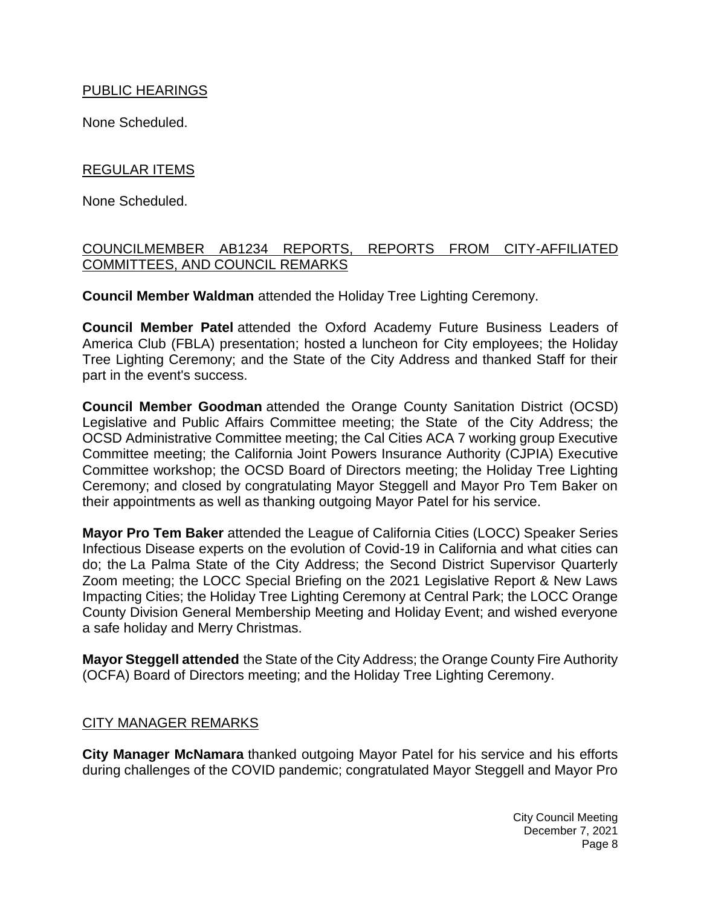PUBLIC HEARINGS

None Scheduled.

REGULAR ITEMS

None Scheduled.

COUNCILMEMBER AB1234 REPORTS, REPORTS FROM CITY-AFFILIATED COMMITTEES, AND COUNCIL REMARKS

**Council Member Waldman** attended the Holiday Tree Lighting Ceremony.

**Council Member Patel** attended the Oxford Academy Future Business Leaders of America Club (FBLA) presentation; hosted a luncheon for City employees; the Holiday Tree Lighting Ceremony; and the State of the City Address and thanked Staff for their part in the event's success.

**Council Member Goodman** attended the Orange County Sanitation District (OCSD) Legislative and Public Affairs Committee meeting; the State of the City Address; the OCSD Administrative Committee meeting; the Cal Cities ACA 7 working group Executive Committee meeting; the California Joint Powers Insurance Authority (CJPIA) Executive Committee workshop; the OCSD Board of Directors meeting; the Holiday Tree Lighting Ceremony; and closed by congratulating Mayor Steggell and Mayor Pro Tem Baker on their appointments as well as thanking outgoing Mayor Patel for his service.

**Mayor Pro Tem Baker** attended the League of California Cities (LOCC) Speaker Series Infectious Disease experts on the evolution of Covid-19 in California and what cities can do; the La Palma State of the City Address; the Second District Supervisor Quarterly Zoom meeting; the LOCC Special Briefing on the 2021 Legislative Report & New Laws Impacting Cities; the Holiday Tree Lighting Ceremony at Central Park; the LOCC Orange County Division General Membership Meeting and Holiday Event; and wished everyone a safe holiday and Merry Christmas.

**Mayor Steggell attended** the State of the City Address; the Orange County Fire Authority (OCFA) Board of Directors meeting; and the Holiday Tree Lighting Ceremony.

CITY MANAGER REMARKS

**City Manager McNamara** thanked outgoing Mayor Patel for his service and his efforts during challenges of the COVID pandemic; congratulated Mayor Steggell and Mayor Pro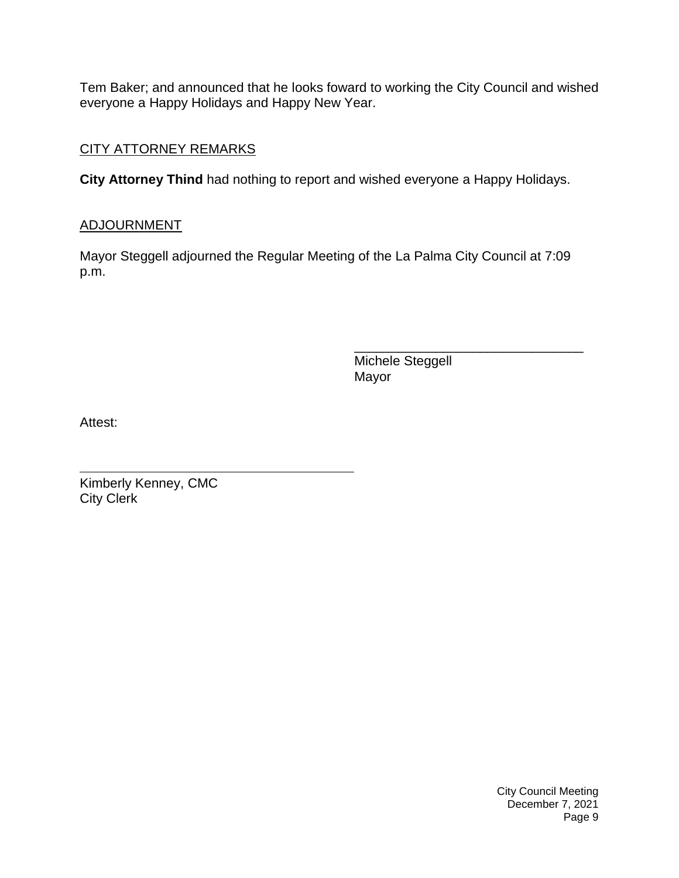Tem Baker; and announced that he looks foward to working the City Council and wished everyone a Happy Holidays and Happy New Year.

## CITY ATTORNEY REMARKS

**City Attorney Thind** had nothing to report and wished everyone a Happy Holidays.

## ADJOURNMENT

Mayor Steggell adjourned the Regular Meeting of the La Palma City Council at 7:09 p.m.

\_\_\_\_\_\_\_\_\_\_\_\_\_\_\_\_\_\_\_\_\_\_\_\_\_\_\_\_\_\_\_\_
Michele Steggell
Mayor

Attest:

\_\_\_\_\_\_\_\_\_\_\_\_\_\_\_\_\_\_\_\_\_\_\_\_\_\_\_\_\_\_\_\_
Kimberly Kenney, CMC
City Clerk